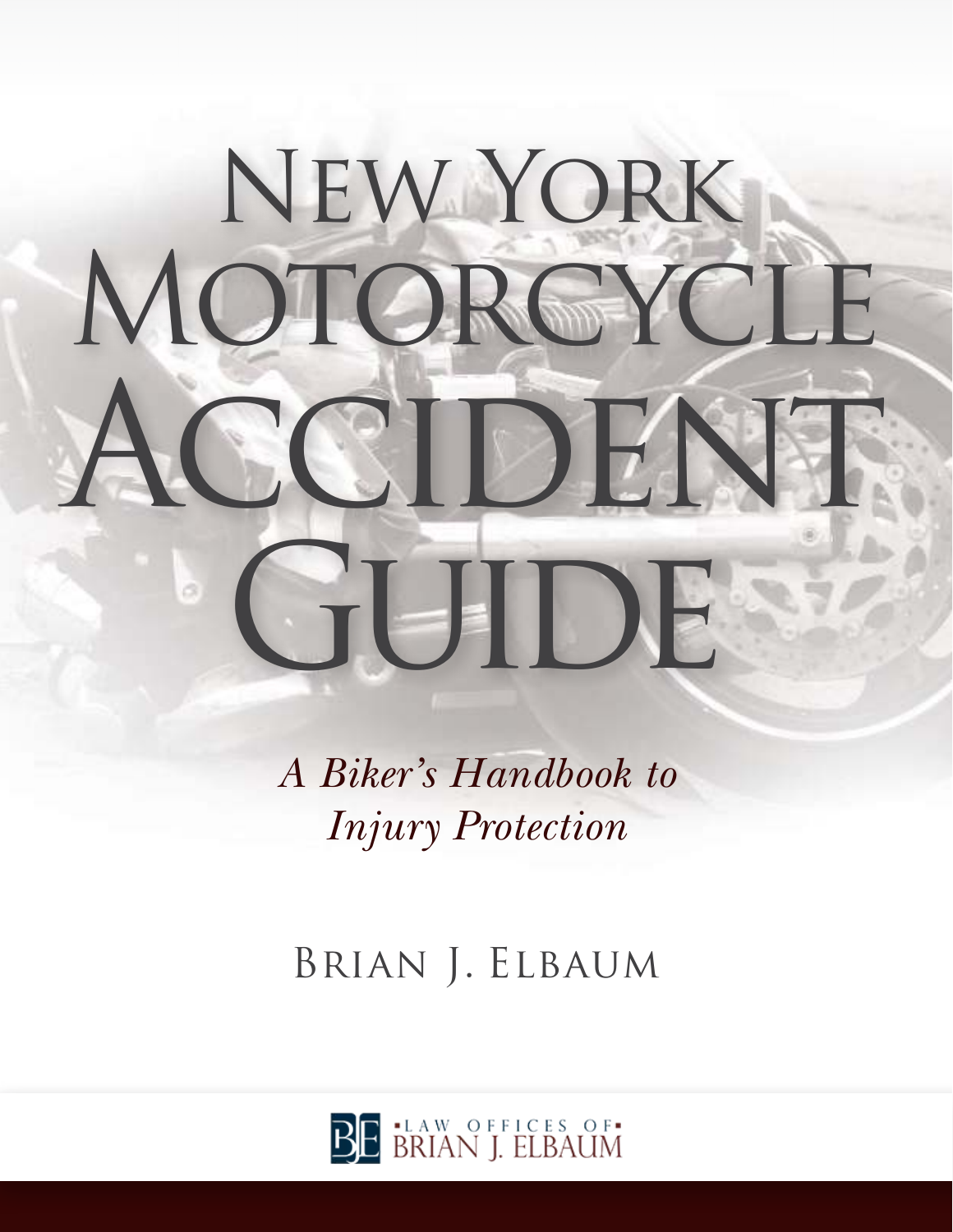# New York Motorcycle Accident Guide

*A Biker's Handbook to Injury Protection*

Brian J. Elbaum

Law Offices of Brian J. Elbaum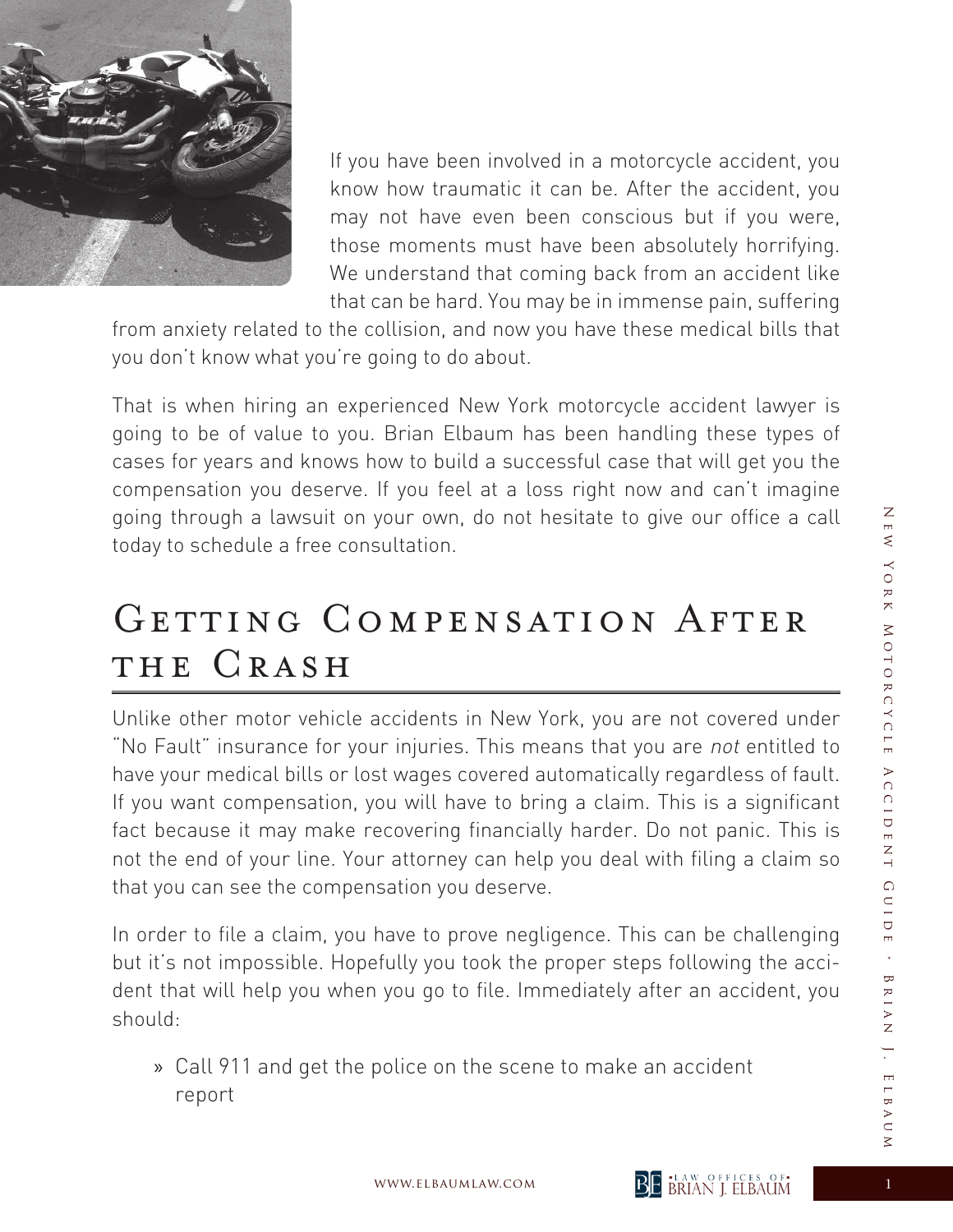If you have been involved in a motorcycle accident, you know how traumatic it can be. After the accident, you may not have even been conscious but if you were, those moments must have been absolutely horrifying. We understand that coming back from an accident like that can be hard. You may be in immense pain, suffering from anxiety related to the collision, and now you have these medical bills that you don't know what you're going to do about.

That is when hiring an experienced New York motorcycle accident lawyer is going to be of value to you. Brian Elbaum has been handling these types of cases for years and knows how to build a successful case that will get you the compensation you deserve. If you feel at a loss right now and can't imagine going through a lawsuit on your own, do not hesitate to give our office a call today to schedule a free consultation.

# Getting Compensation After the Crash

Unlike other motor vehicle accidents in New York, you are not covered under "No Fault" insurance for your injuries. This means that you are *not* entitled to have your medical bills or lost wages covered automatically regardless of fault. If you want compensation, you will have to bring a claim. This is a significant fact because it may make recovering financially harder. Do not panic. This is not the end of your line. Your attorney can help you deal with filing a claim so that you can see the compensation you deserve.

In order to file a claim, you have to prove negligence. This can be challenging but it's not impossible. Hopefully you took the proper steps following the accident that will help you when you go to file. Immediately after an accident, you should:

- Call 911 and get the police on the scene to make an accident report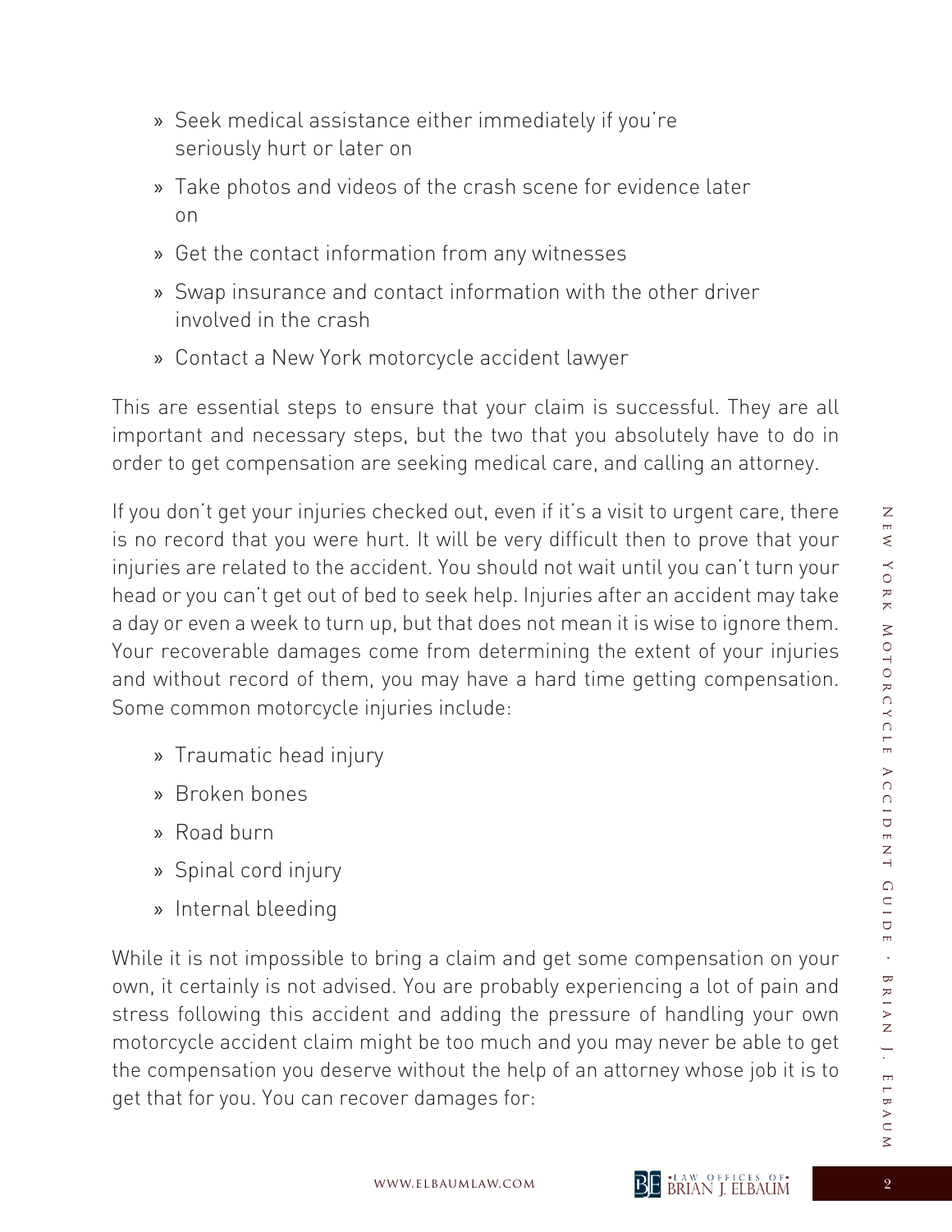- Seek medical assistance either immediately if you're seriously hurt or later on
- Take photos and videos of the crash scene for evidence later on
- Get the contact information from any witnesses
- Swap insurance and contact information with the other driver involved in the crash
- Contact a New York motorcycle accident lawyer

This are essential steps to ensure that your claim is successful. They are all important and necessary steps, but the two that you absolutely have to do in order to get compensation are seeking medical care, and calling an attorney.

If you don't get your injuries checked out, even if it's a visit to urgent care, there is no record that you were hurt. It will be very difficult then to prove that your injuries are related to the accident. You should not wait until you can't turn your head or you can't get out of bed to seek help. Injuries after an accident may take a day or even a week to turn up, but that does not mean it is wise to ignore them. Your recoverable damages come from determining the extent of your injuries and without record of them, you may have a hard time getting compensation. Some common motorcycle injuries include:

- Traumatic head injury
- Broken bones
- Road burn
- Spinal cord injury
- Internal bleeding

While it is not impossible to bring a claim and get some compensation on your own, it certainly is not advised. You are probably experiencing a lot of pain and stress following this accident and adding the pressure of handling your own motorcycle accident claim might be too much and you may never be able to get the compensation you deserve without the help of an attorney whose job it is to get that for you. You can recover damages for: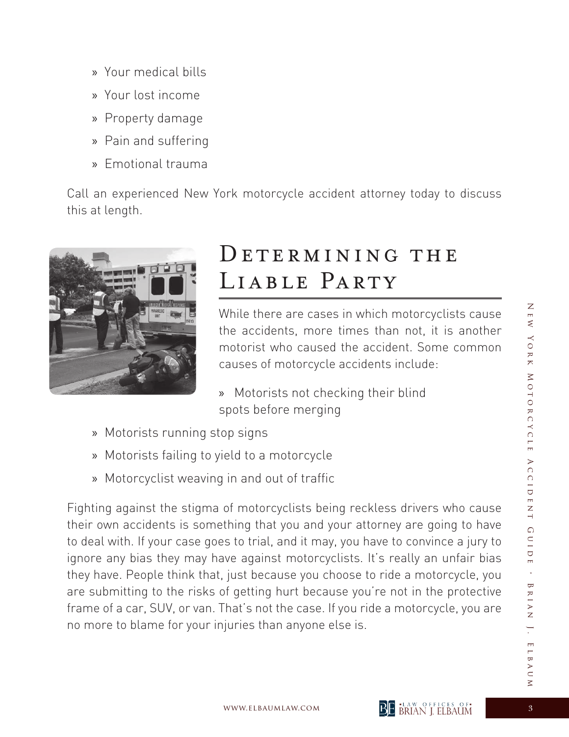- Your medical bills
- Your lost income
- Property damage
- Pain and suffering
- Emotional trauma

Call an experienced New York motorcycle accident attorney today to discuss this at length.

## Determining the Liable Party

While there are cases in which motorcyclists cause the accidents, more times than not, it is another motorist who caused the accident. Some common causes of motorcycle accidents include:

- Motorists not checking their blind spots before merging
- Motorists running stop signs
- Motorists failing to yield to a motorcycle
- Motorcyclist weaving in and out of traffic

Fighting against the stigma of motorcyclists being reckless drivers who cause their own accidents is something that you and your attorney are going to have to deal with. If your case goes to trial, and it may, you have to convince a jury to ignore any bias they may have against motorcyclists. It's really an unfair bias they have. People think that, just because you choose to ride a motorcycle, you are submitting to the risks of getting hurt because you're not in the protective frame of a car, SUV, or van. That's not the case. If you ride a motorcycle, you are no more to blame for your injuries than anyone else is.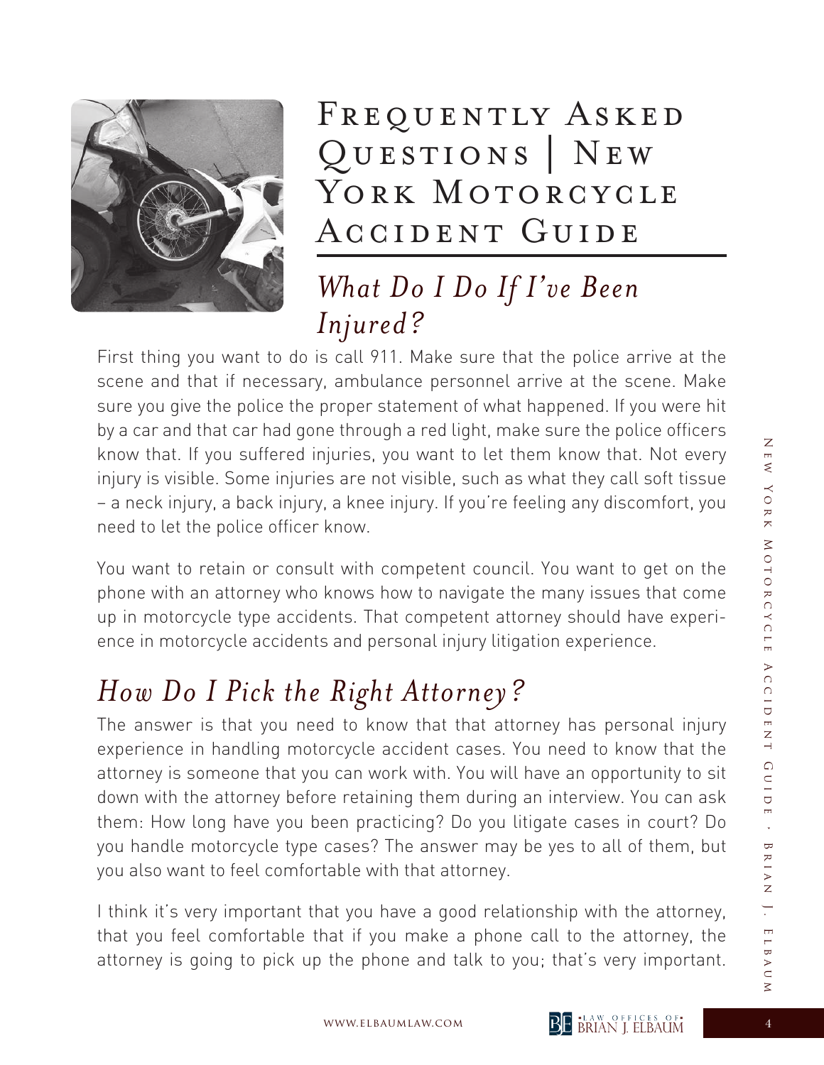# Frequently Asked Questions | New York Motorcycle Accident Guide

## *What Do I Do If I've Been Injured?*

First thing you want to do is call 911. Make sure that the police arrive at the scene and that if necessary, ambulance personnel arrive at the scene. Make sure you give the police the proper statement of what happened. If you were hit by a car and that car had gone through a red light, make sure the police officers know that. If you suffered injuries, you want to let them know that. Not every injury is visible. Some injuries are not visible, such as what they call soft tissue – a neck injury, a back injury, a knee injury. If you're feeling any discomfort, you need to let the police officer know.

You want to retain or consult with competent council. You want to get on the phone with an attorney who knows how to navigate the many issues that come up in motorcycle type accidents. That competent attorney should have experience in motorcycle accidents and personal injury litigation experience.

## *How Do I Pick the Right Attorney?*

The answer is that you need to know that that attorney has personal injury experience in handling motorcycle accident cases. You need to know that the attorney is someone that you can work with. You will have an opportunity to sit down with the attorney before retaining them during an interview. You can ask them: How long have you been practicing? Do you litigate cases in court? Do you handle motorcycle type cases? The answer may be yes to all of them, but you also want to feel comfortable with that attorney.

I think it's very important that you have a good relationship with the attorney, that you feel comfortable that if you make a phone call to the attorney, the attorney is going to pick up the phone and talk to you; that's very important.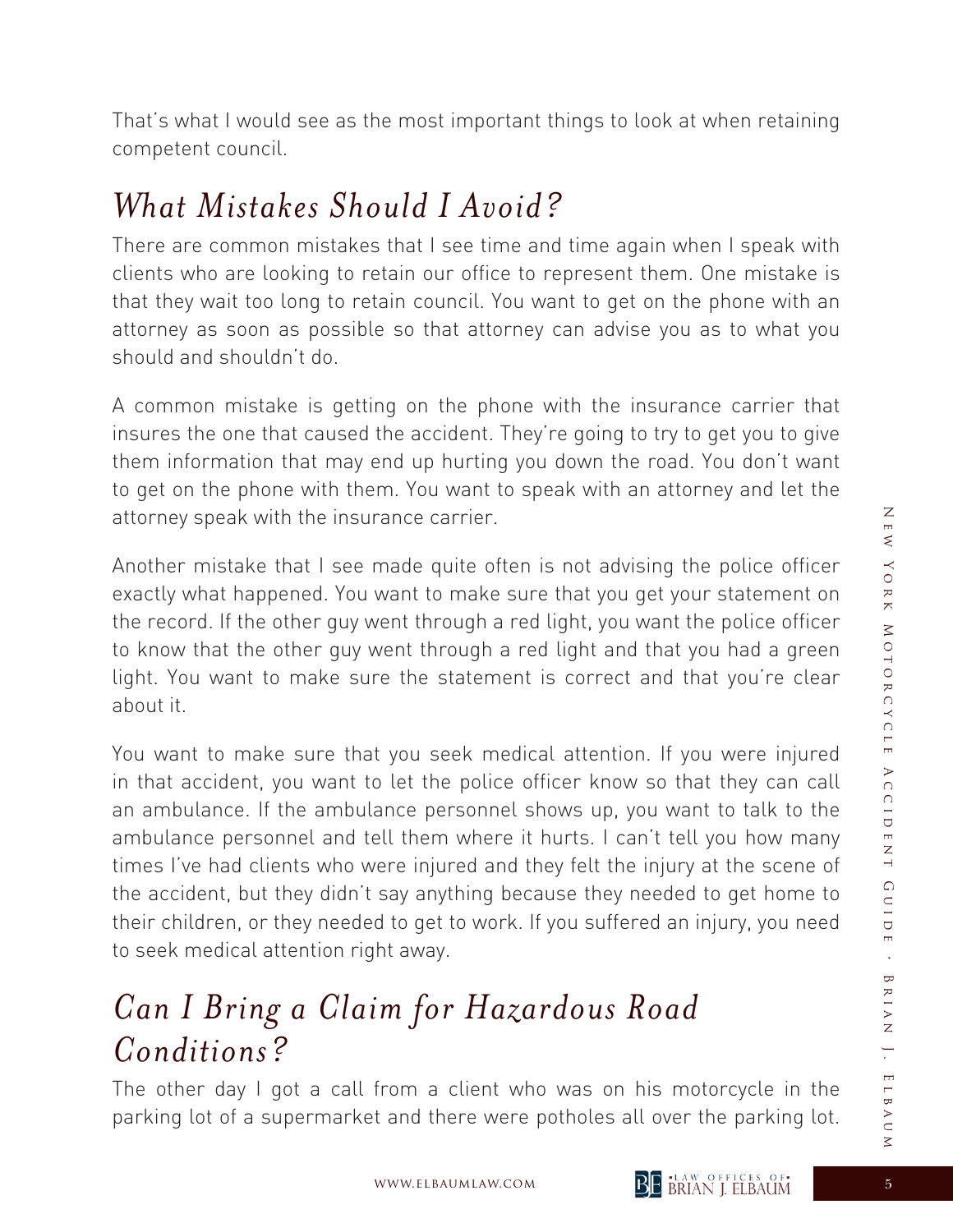That's what I would see as the most important things to look at when retaining competent council.

## *What Mistakes Should I Avoid?*

There are common mistakes that I see time and time again when I speak with clients who are looking to retain our office to represent them. One mistake is that they wait too long to retain council. You want to get on the phone with an attorney as soon as possible so that attorney can advise you as to what you should and shouldn't do.

A common mistake is getting on the phone with the insurance carrier that insures the one that caused the accident. They're going to try to get you to give them information that may end up hurting you down the road. You don't want to get on the phone with them. You want to speak with an attorney and let the attorney speak with the insurance carrier.

Another mistake that I see made quite often is not advising the police officer exactly what happened. You want to make sure that you get your statement on the record. If the other guy went through a red light, you want the police officer to know that the other guy went through a red light and that you had a green light. You want to make sure the statement is correct and that you're clear about it.

You want to make sure that you seek medical attention. If you were injured in that accident, you want to let the police officer know so that they can call an ambulance. If the ambulance personnel shows up, you want to talk to the ambulance personnel and tell them where it hurts. I can't tell you how many times I've had clients who were injured and they felt the injury at the scene of the accident, but they didn't say anything because they needed to get home to their children, or they needed to get to work. If you suffered an injury, you need to seek medical attention right away.

## *Can I Bring a Claim for Hazardous Road Conditions?*

The other day I got a call from a client who was on his motorcycle in the parking lot of a supermarket and there were potholes all over the parking lot.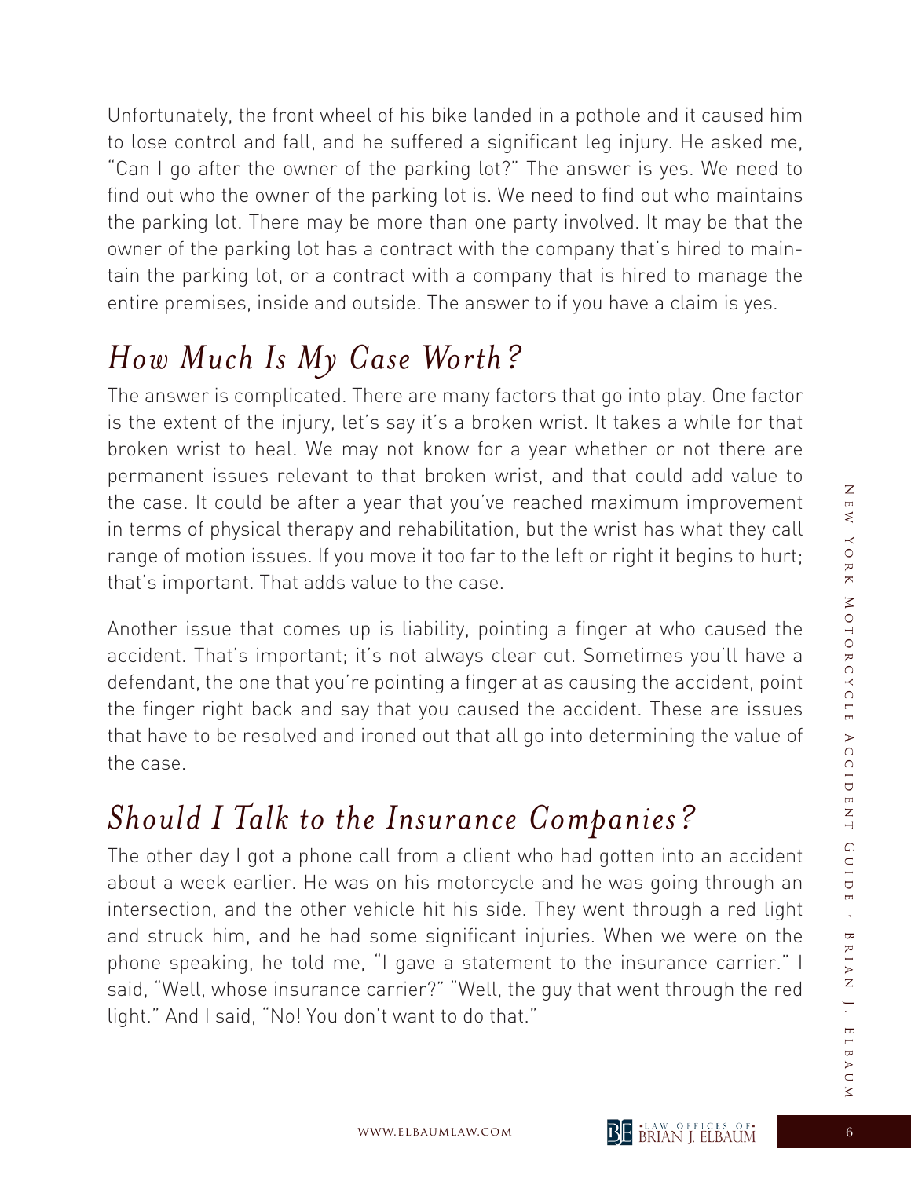Unfortunately, the front wheel of his bike landed in a pothole and it caused him to lose control and fall, and he suffered a significant leg injury. He asked me, "Can I go after the owner of the parking lot?" The answer is yes. We need to find out who the owner of the parking lot is. We need to find out who maintains the parking lot. There may be more than one party involved. It may be that the owner of the parking lot has a contract with the company that's hired to maintain the parking lot, or a contract with a company that is hired to manage the entire premises, inside and outside. The answer to if you have a claim is yes.

## *How Much Is My Case Worth?*

The answer is complicated. There are many factors that go into play. One factor is the extent of the injury, let's say it's a broken wrist. It takes a while for that broken wrist to heal. We may not know for a year whether or not there are permanent issues relevant to that broken wrist, and that could add value to the case. It could be after a year that you've reached maximum improvement in terms of physical therapy and rehabilitation, but the wrist has what they call range of motion issues. If you move it too far to the left or right it begins to hurt; that's important. That adds value to the case.

Another issue that comes up is liability, pointing a finger at who caused the accident. That's important; it's not always clear cut. Sometimes you'll have a defendant, the one that you're pointing a finger at as causing the accident, point the finger right back and say that you caused the accident. These are issues that have to be resolved and ironed out that all go into determining the value of the case.

## *Should I Talk to the Insurance Companies?*

The other day I got a phone call from a client who had gotten into an accident about a week earlier. He was on his motorcycle and he was going through an intersection, and the other vehicle hit his side. They went through a red light and struck him, and he had some significant injuries. When we were on the phone speaking, he told me, "I gave a statement to the insurance carrier." I said, "Well, whose insurance carrier?" "Well, the guy that went through the red light." And I said, "No! You don't want to do that."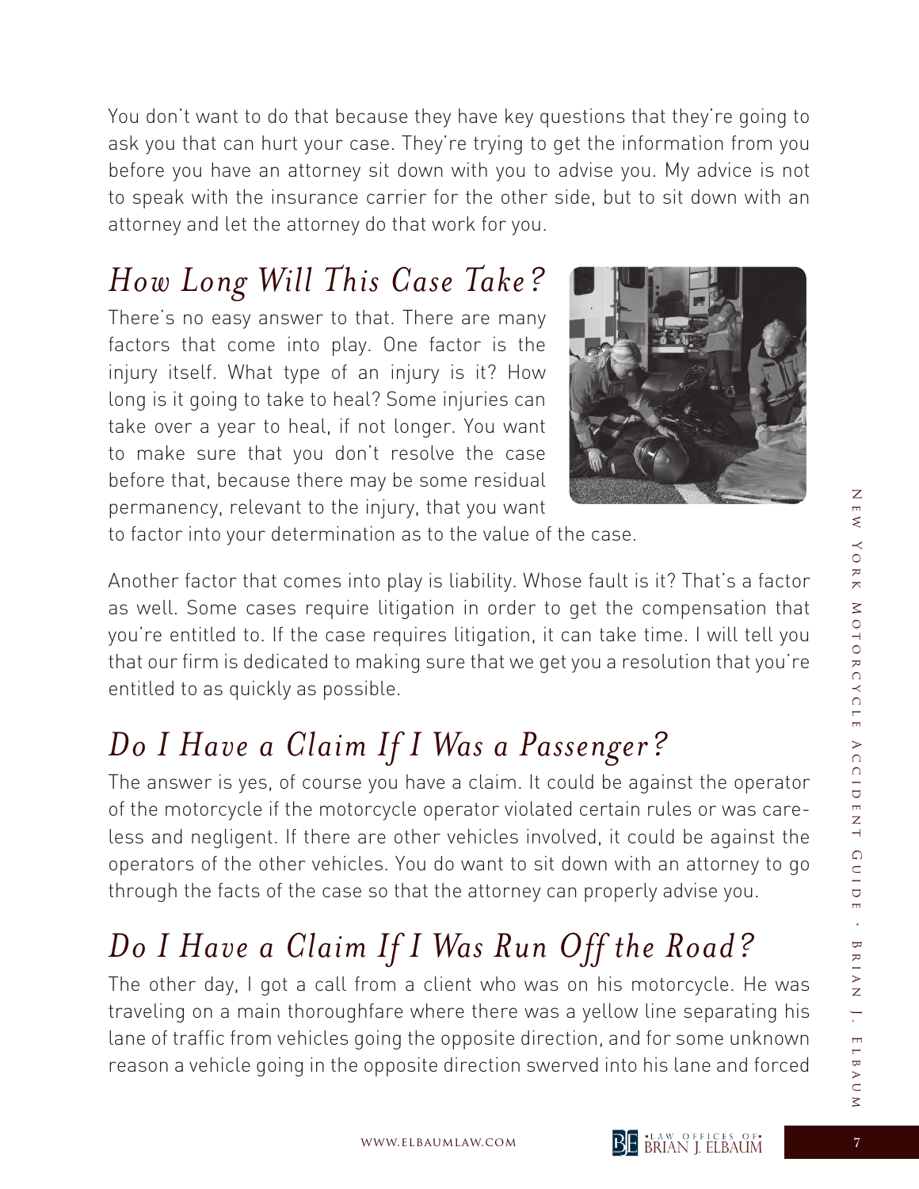You don't want to do that because they have key questions that they're going to ask you that can hurt your case. They're trying to get the information from you before you have an attorney sit down with you to advise you. My advice is not to speak with the insurance carrier for the other side, but to sit down with an attorney and let the attorney do that work for you.

## *How Long Will This Case Take?*

There's no easy answer to that. There are many factors that come into play. One factor is the injury itself. What type of an injury is it? How long is it going to take to heal? Some injuries can take over a year to heal, if not longer. You want to make sure that you don't resolve the case before that, because there may be some residual permanency, relevant to the injury, that you want to factor into your determination as to the value of the case.

Another factor that comes into play is liability. Whose fault is it? That's a factor as well. Some cases require litigation in order to get the compensation that you're entitled to. If the case requires litigation, it can take time. I will tell you that our firm is dedicated to making sure that we get you a resolution that you're entitled to as quickly as possible.

## *Do I Have a Claim If I Was a Passenger?*

The answer is yes, of course you have a claim. It could be against the operator of the motorcycle if the motorcycle operator violated certain rules or was careless and negligent. If there are other vehicles involved, it could be against the operators of the other vehicles. You do want to sit down with an attorney to go through the facts of the case so that the attorney can properly advise you.

## *Do I Have a Claim If I Was Run Off the Road?*

The other day, I got a call from a client who was on his motorcycle. He was traveling on a main thoroughfare where there was a yellow line separating his lane of traffic from vehicles going the opposite direction, and for some unknown reason a vehicle going in the opposite direction swerved into his lane and forced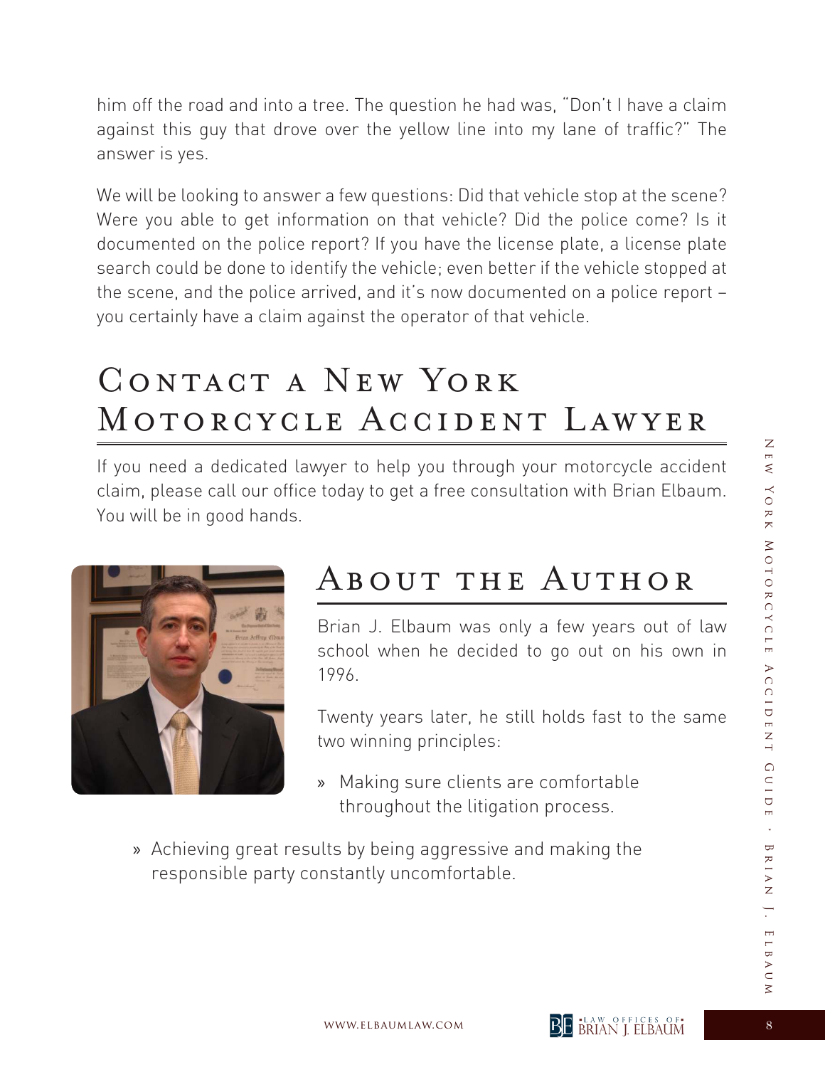him off the road and into a tree. The question he had was, "Don't I have a claim against this guy that drove over the yellow line into my lane of traffic?" The answer is yes.

We will be looking to answer a few questions: Did that vehicle stop at the scene? Were you able to get information on that vehicle? Did the police come? Is it documented on the police report? If you have the license plate, a license plate search could be done to identify the vehicle; even better if the vehicle stopped at the scene, and the police arrived, and it's now documented on a police report – you certainly have a claim against the operator of that vehicle.

## Contact a New York Motorcycle Accident Lawyer

If you need a dedicated lawyer to help you through your motorcycle accident claim, please call our office today to get a free consultation with Brian Elbaum. You will be in good hands.

## About the Author

Brian J. Elbaum was only a few years out of law school when he decided to go out on his own in 1996.

Twenty years later, he still holds fast to the same two winning principles:

- Making sure clients are comfortable throughout the litigation process.
- Achieving great results by being aggressive and making the responsible party constantly uncomfortable.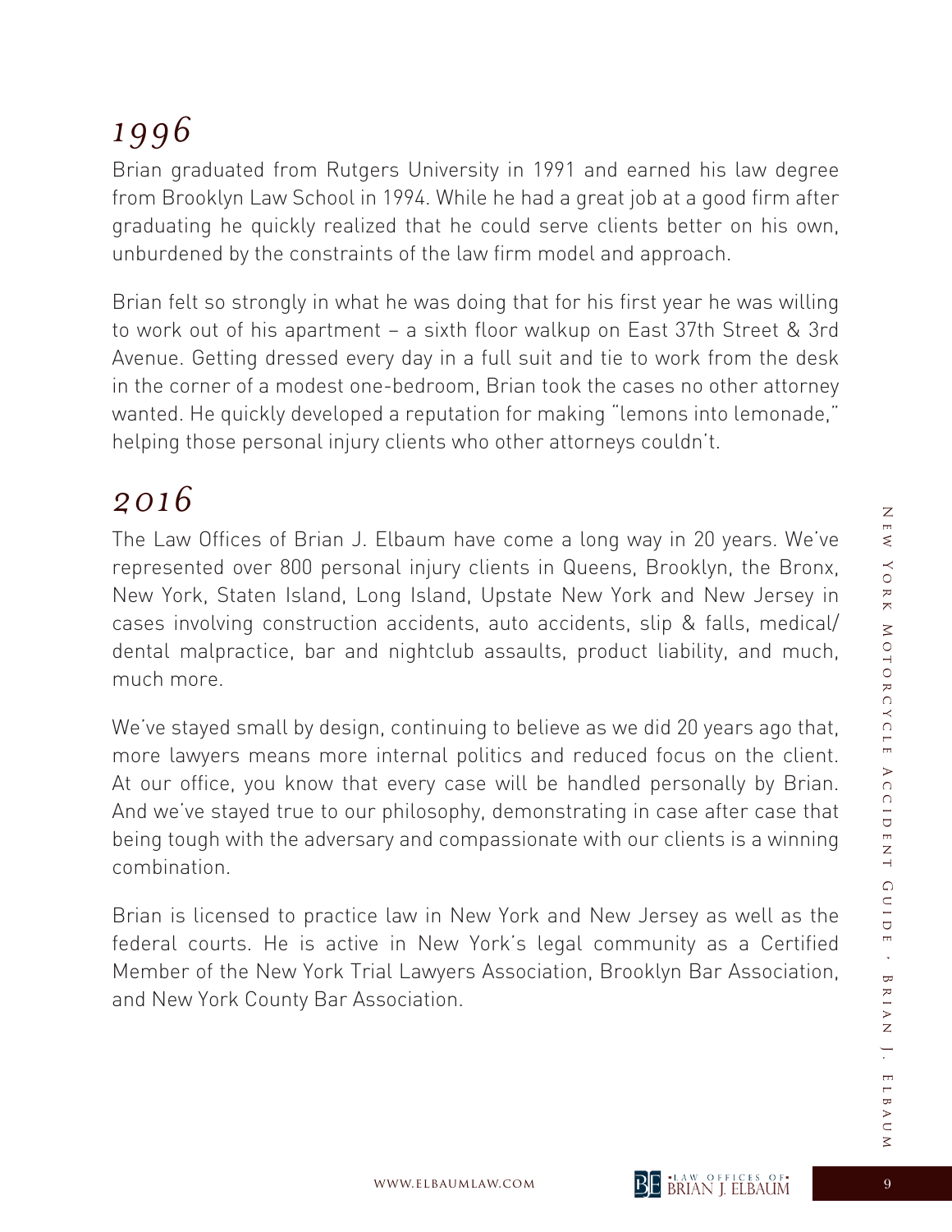## *1996*

Brian graduated from Rutgers University in 1991 and earned his law degree from Brooklyn Law School in 1994. While he had a great job at a good firm after graduating he quickly realized that he could serve clients better on his own, unburdened by the constraints of the law firm model and approach.

Brian felt so strongly in what he was doing that for his first year he was willing to work out of his apartment – a sixth floor walkup on East 37th Street & 3rd Avenue. Getting dressed every day in a full suit and tie to work from the desk in the corner of a modest one-bedroom, Brian took the cases no other attorney wanted. He quickly developed a reputation for making "lemons into lemonade," helping those personal injury clients who other attorneys couldn't.

## *2016*

The Law Offices of Brian J. Elbaum have come a long way in 20 years. We've represented over 800 personal injury clients in Queens, Brooklyn, the Bronx, New York, Staten Island, Long Island, Upstate New York and New Jersey in cases involving construction accidents, auto accidents, slip & falls, medical/dental malpractice, bar and nightclub assaults, product liability, and much, much more.

We've stayed small by design, continuing to believe as we did 20 years ago that, more lawyers means more internal politics and reduced focus on the client. At our office, you know that every case will be handled personally by Brian. And we've stayed true to our philosophy, demonstrating in case after case that being tough with the adversary and compassionate with our clients is a winning combination.

Brian is licensed to practice law in New York and New Jersey as well as the federal courts. He is active in New York's legal community as a Certified Member of the New York Trial Lawyers Association, Brooklyn Bar Association, and New York County Bar Association.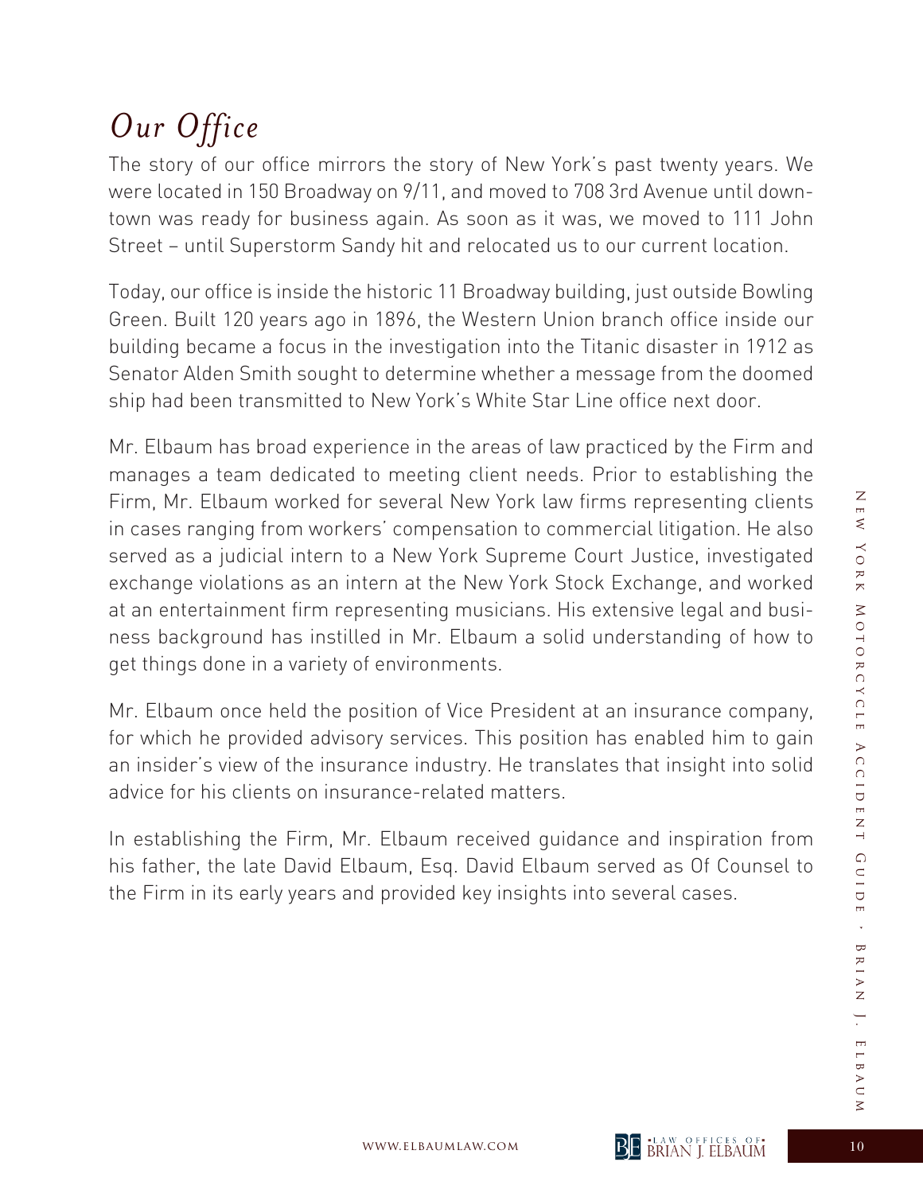# *Our Office*

The story of our office mirrors the story of New York's past twenty years. We were located in 150 Broadway on 9/11, and moved to 708 3rd Avenue until downtown was ready for business again. As soon as it was, we moved to 111 John Street – until Superstorm Sandy hit and relocated us to our current location.

Today, our office is inside the historic 11 Broadway building, just outside Bowling Green. Built 120 years ago in 1896, the Western Union branch office inside our building became a focus in the investigation into the Titanic disaster in 1912 as Senator Alden Smith sought to determine whether a message from the doomed ship had been transmitted to New York's White Star Line office next door.

Mr. Elbaum has broad experience in the areas of law practiced by the Firm and manages a team dedicated to meeting client needs. Prior to establishing the Firm, Mr. Elbaum worked for several New York law firms representing clients in cases ranging from workers' compensation to commercial litigation. He also served as a judicial intern to a New York Supreme Court Justice, investigated exchange violations as an intern at the New York Stock Exchange, and worked at an entertainment firm representing musicians. His extensive legal and business background has instilled in Mr. Elbaum a solid understanding of how to get things done in a variety of environments.

Mr. Elbaum once held the position of Vice President at an insurance company, for which he provided advisory services. This position has enabled him to gain an insider's view of the insurance industry. He translates that insight into solid advice for his clients on insurance-related matters.

In establishing the Firm, Mr. Elbaum received guidance and inspiration from his father, the late David Elbaum, Esq. David Elbaum served as Of Counsel to the Firm in its early years and provided key insights into several cases.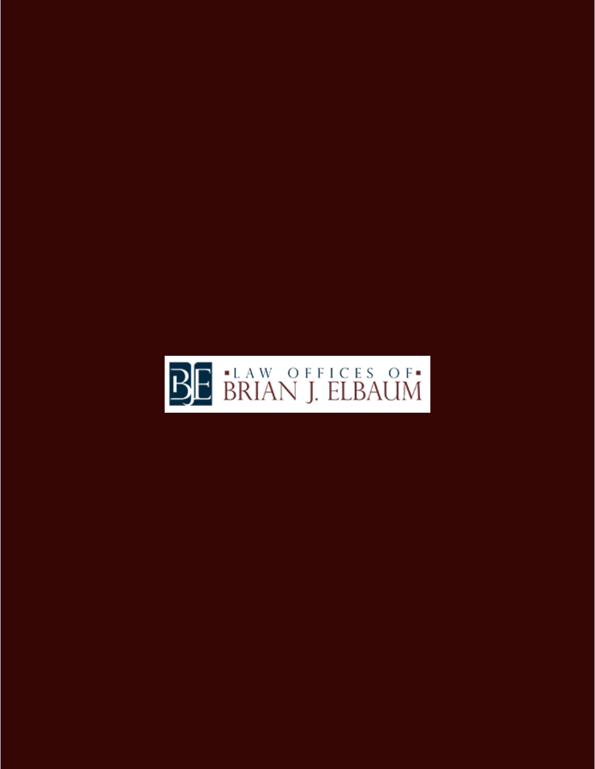LAW OFFICES OF
BRIAN J. ELBAUM